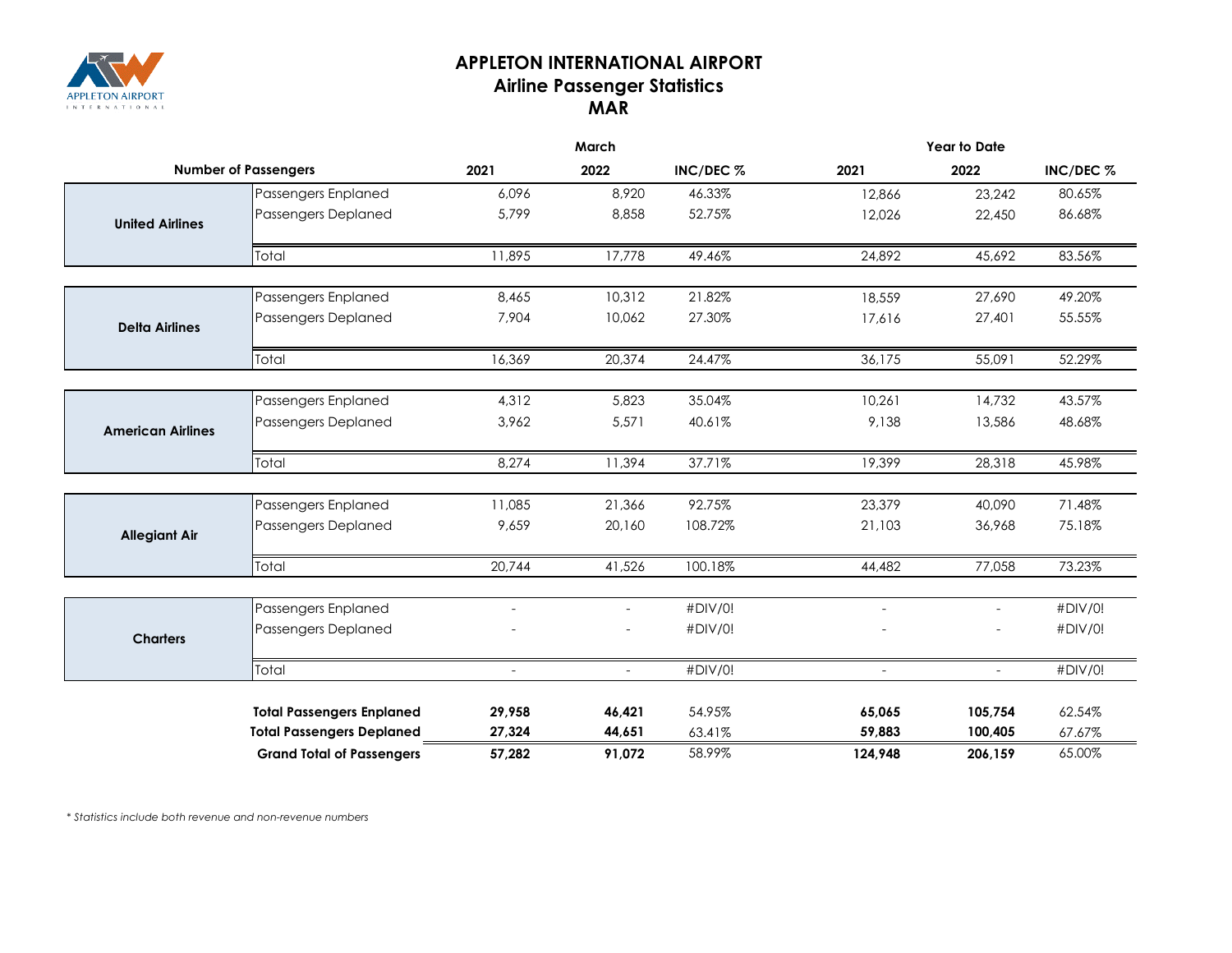# APPLETON INTERNATIONAL AIRPORT
## Airline Passenger Statistics
## MAR

| Number of Passengers | | March 2021 | March 2022 | March INC/DEC % | Year to Date 2021 | Year to Date 2022 | Year to Date INC/DEC % |
|---|---|---|---|---|---|---|---|
| **United Airlines** | Passengers Enplaned | 6,096 | 8,920 | 46.33% | 12,866 | 23,242 | 80.65% |
| | Passengers Deplaned | 5,799 | 8,858 | 52.75% | 12,026 | 22,450 | 86.68% |
| | Total | 11,895 | 17,778 | 49.46% | 24,892 | 45,692 | 83.56% |
| **Delta Airlines** | Passengers Enplaned | 8,465 | 10,312 | 21.82% | 18,559 | 27,690 | 49.20% |
| | Passengers Deplaned | 7,904 | 10,062 | 27.30% | 17,616 | 27,401 | 55.55% |
| | Total | 16,369 | 20,374 | 24.47% | 36,175 | 55,091 | 52.29% |
| **American Airlines** | Passengers Enplaned | 4,312 | 5,823 | 35.04% | 10,261 | 14,732 | 43.57% |
| | Passengers Deplaned | 3,962 | 5,571 | 40.61% | 9,138 | 13,586 | 48.68% |
| | Total | 8,274 | 11,394 | 37.71% | 19,399 | 28,318 | 45.98% |
| **Allegiant Air** | Passengers Enplaned | 11,085 | 21,366 | 92.75% | 23,379 | 40,090 | 71.48% |
| | Passengers Deplaned | 9,659 | 20,160 | 108.72% | 21,103 | 36,968 | 75.18% |
| | Total | 20,744 | 41,526 | 100.18% | 44,482 | 77,058 | 73.23% |
| **Charters** | Passengers Enplaned | - | - | #DIV/0! | - | - | #DIV/0! |
| | Passengers Deplaned | - | - | #DIV/0! | - | - | #DIV/0! |
| | Total | - | - | #DIV/0! | - | - | #DIV/0! |
| | **Total Passengers Enplaned** | **29,958** | **46,421** | 54.95% | **65,065** | **105,754** | 62.54% |
| | **Total Passengers Deplaned** | **27,324** | **44,651** | 63.41% | **59,883** | **100,405** | 67.67% |
| | **Grand Total of Passengers** | **57,282** | **91,072** | 58.99% | **124,948** | **206,159** | 65.00% |

*\* Statistics include both revenue and non-revenue numbers*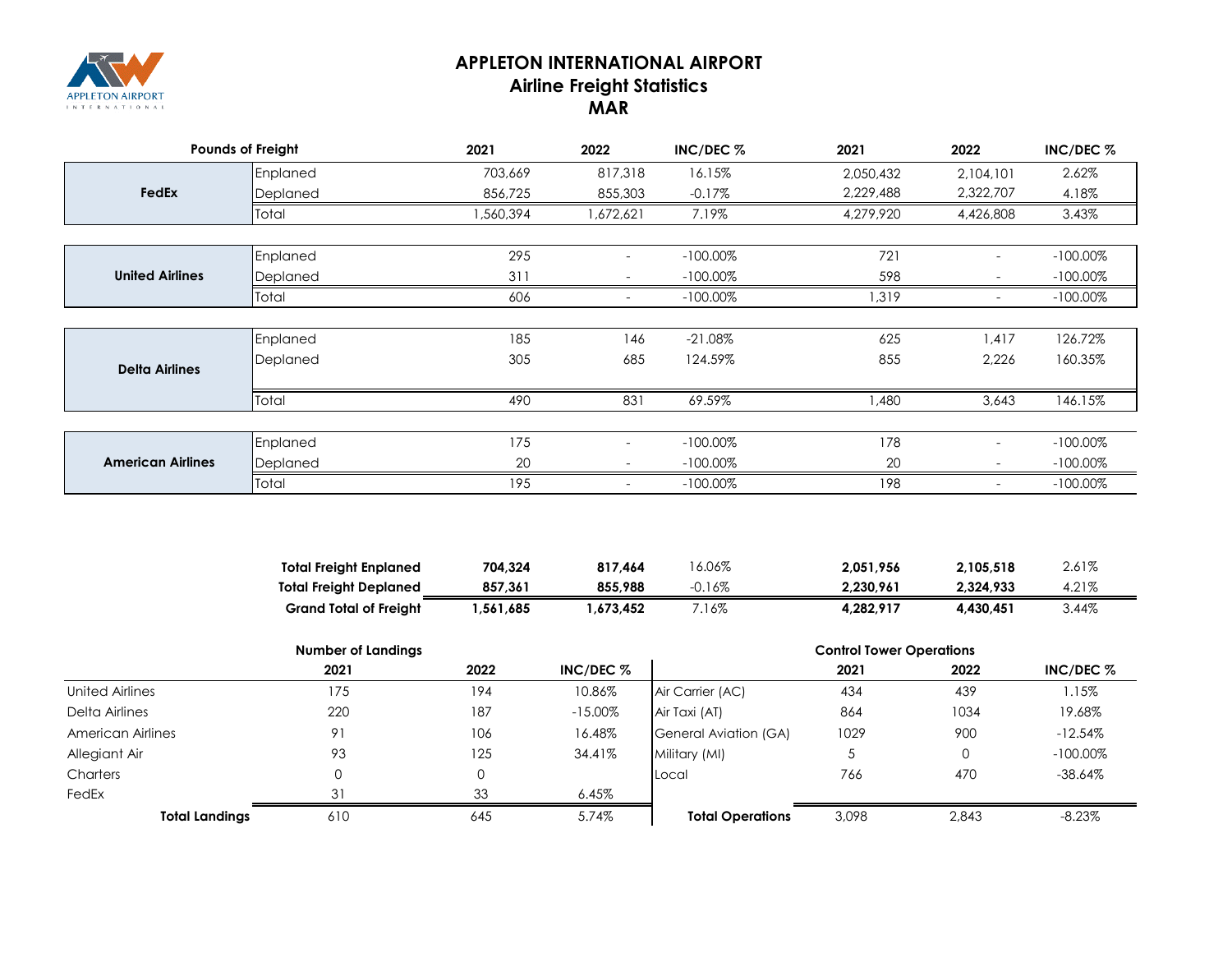# APPLETON INTERNATIONAL AIRPORT
## Airline Freight Statistics
## MAR

| Pounds of Freight | | 2021 | 2022 | INC/DEC % | 2021 | 2022 | INC/DEC % |
|---|---|---|---|---|---|---|---|
| FedEx | Enplaned | 703,669 | 817,318 | 16.15% | 2,050,432 | 2,104,101 | 2.62% |
| | Deplaned | 856,725 | 855,303 | -0.17% | 2,229,488 | 2,322,707 | 4.18% |
| | Total | 1,560,394 | 1,672,621 | 7.19% | 4,279,920 | 4,426,808 | 3.43% |
| United Airlines | Enplaned | 295 | - | -100.00% | 721 | - | -100.00% |
| | Deplaned | 311 | - | -100.00% | 598 | - | -100.00% |
| | Total | 606 | - | -100.00% | 1,319 | - | -100.00% |
| Delta Airlines | Enplaned | 185 | 146 | -21.08% | 625 | 1,417 | 126.72% |
| | Deplaned | 305 | 685 | 124.59% | 855 | 2,226 | 160.35% |
| | Total | 490 | 831 | 69.59% | 1,480 | 3,643 | 146.15% |
| American Airlines | Enplaned | 175 | - | -100.00% | 178 | - | -100.00% |
| | Deplaned | 20 | - | -100.00% | 20 | - | -100.00% |
| | Total | 195 | - | -100.00% | 198 | - | -100.00% |

| | 2021 | 2022 | INC/DEC % | 2021 | 2022 | INC/DEC % |
|---|---|---|---|---|---|---|
| **Total Freight Enplaned** | **704,324** | **817,464** | 16.06% | **2,051,956** | **2,105,518** | 2.61% |
| **Total Freight Deplaned** | **857,361** | **855,988** | -0.16% | **2,230,961** | **2,324,933** | 4.21% |
| **Grand Total of Freight** | **1,561,685** | **1,673,452** | 7.16% | **4,282,917** | **4,430,451** | 3.44% |

**Number of Landings**

| | 2021 | 2022 | INC/DEC % |
|---|---|---|---|
| United Airlines | 175 | 194 | 10.86% |
| Delta Airlines | 220 | 187 | -15.00% |
| American Airlines | 91 | 106 | 16.48% |
| Allegiant Air | 93 | 125 | 34.41% |
| Charters | 0 | 0 | |
| FedEx | 31 | 33 | 6.45% |
| **Total Landings** | 610 | 645 | 5.74% |

**Control Tower Operations**

| | 2021 | 2022 | INC/DEC % |
|---|---|---|---|
| Air Carrier (AC) | 434 | 439 | 1.15% |
| Air Taxi (AT) | 864 | 1034 | 19.68% |
| General Aviation (GA) | 1029 | 900 | -12.54% |
| Military (MI) | 5 | 0 | -100.00% |
| Local | 766 | 470 | -38.64% |
| **Total Operations** | 3,098 | 2,843 | -8.23% |